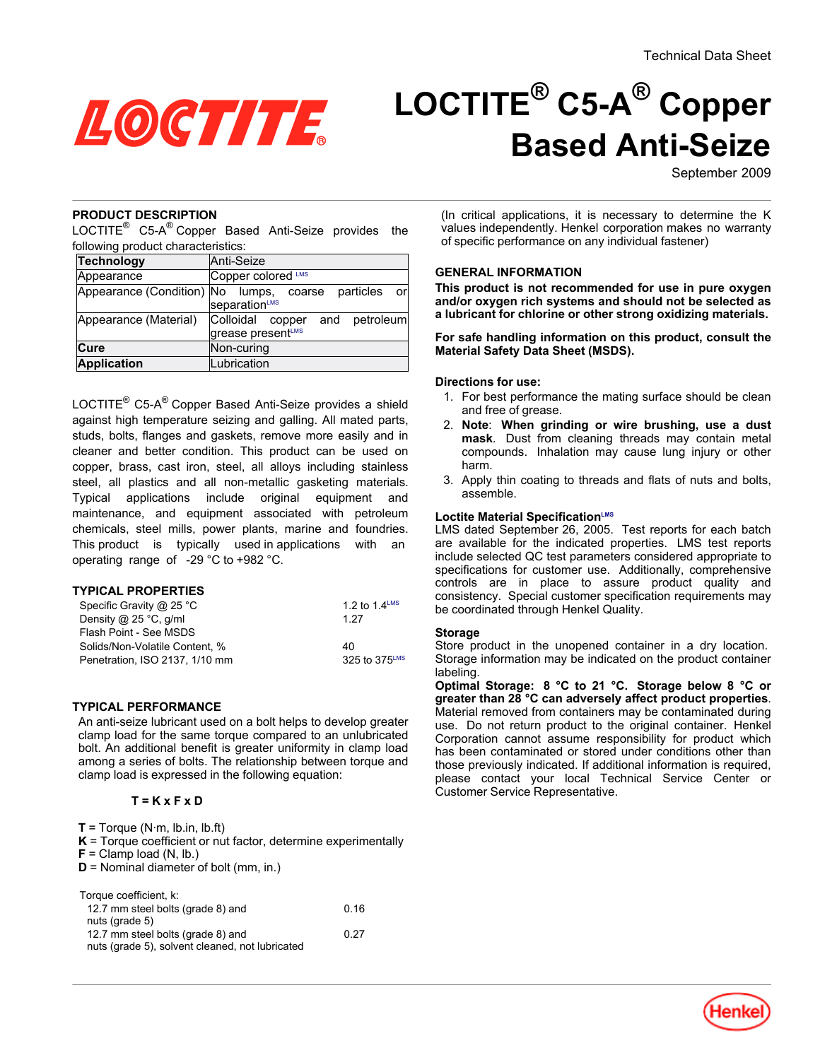Technical Data Sheet

# LOCTITE® C5-A® Copper Based Anti-Seize

September 2009

## PRODUCT DESCRIPTION

LOCTITE® C5-A® Copper Based Anti-Seize provides the following product characteristics:

| Technology | Anti-Seize |
|---|---|
| Appearance | Copper colored [LMS] |
| Appearance (Condition) | No lumps, coarse particles or separation[LMS] |
| Appearance (Material) | Colloidal copper and petroleum grease present[LMS] |
| Cure | Non-curing |
| Application | Lubrication |

LOCTITE® C5-A® Copper Based Anti-Seize provides a shield against high temperature seizing and galling. All mated parts, studs, bolts, flanges and gaskets, remove more easily and in cleaner and better condition. This product can be used on copper, brass, cast iron, steel, all alloys including stainless steel, all plastics and all non-metallic gasketing materials. Typical applications include original equipment and maintenance, and equipment associated with petroleum chemicals, steel mills, power plants, marine and foundries. This product is typically used in applications with an operating range of -29 °C to +982 °C.

## TYPICAL PROPERTIES

| | |
|---|---|
| Specific Gravity @ 25 °C | 1.2 to 1.4[LMS] |
| Density @ 25 °C, g/ml | 1.27 |
| Flash Point - See MSDS | |
| Solids/Non-Volatile Content, % | 40 |
| Penetration, ISO 2137, 1/10 mm | 325 to 375[LMS] |

## TYPICAL PERFORMANCE

An anti-seize lubricant used on a bolt helps to develop greater clamp load for the same torque compared to an unlubricated bolt. An additional benefit is greater uniformity in clamp load among a series of bolts. The relationship between torque and clamp load is expressed in the following equation:

$$T = K \times F \times D$$

**T** = Torque (N·m, lb.in, lb.ft)
**K** = Torque coefficient or nut factor, determine experimentally
**F** = Clamp load (N, lb.)
**D** = Nominal diameter of bolt (mm, in.)

| Torque coefficient, k: | |
|---|---|
| 12.7 mm steel bolts (grade 8) and nuts (grade 5) | 0.16 |
| 12.7 mm steel bolts (grade 8) and nuts (grade 5), solvent cleaned, not lubricated | 0.27 |

(In critical applications, it is necessary to determine the K values independently. Henkel corporation makes no warranty of specific performance on any individual fastener)

## GENERAL INFORMATION

**This product is not recommended for use in pure oxygen and/or oxygen rich systems and should not be selected as a lubricant for chlorine or other strong oxidizing materials.**

**For safe handling information on this product, consult the Material Safety Data Sheet (MSDS).**

### Directions for use:

1. For best performance the mating surface should be clean and free of grease.
2. **Note**: **When grinding or wire brushing, use a dust mask**. Dust from cleaning threads may contain metal compounds. Inhalation may cause lung injury or other harm.
3. Apply thin coating to threads and flats of nuts and bolts, assemble.

### Loctite Material Specification[LMS]

LMS dated September 26, 2005. Test reports for each batch are available for the indicated properties. LMS test reports include selected QC test parameters considered appropriate to specifications for customer use. Additionally, comprehensive controls are in place to assure product quality and consistency. Special customer specification requirements may be coordinated through Henkel Quality.

### Storage

Store product in the unopened container in a dry location. Storage information may be indicated on the product container labeling.

**Optimal Storage: 8 °C to 21 °C. Storage below 8 °C or greater than 28 °C can adversely affect product properties**. Material removed from containers may be contaminated during use. Do not return product to the original container. Henkel Corporation cannot assume responsibility for product which has been contaminated or stored under conditions other than those previously indicated. If additional information is required, please contact your local Technical Service Center or Customer Service Representative.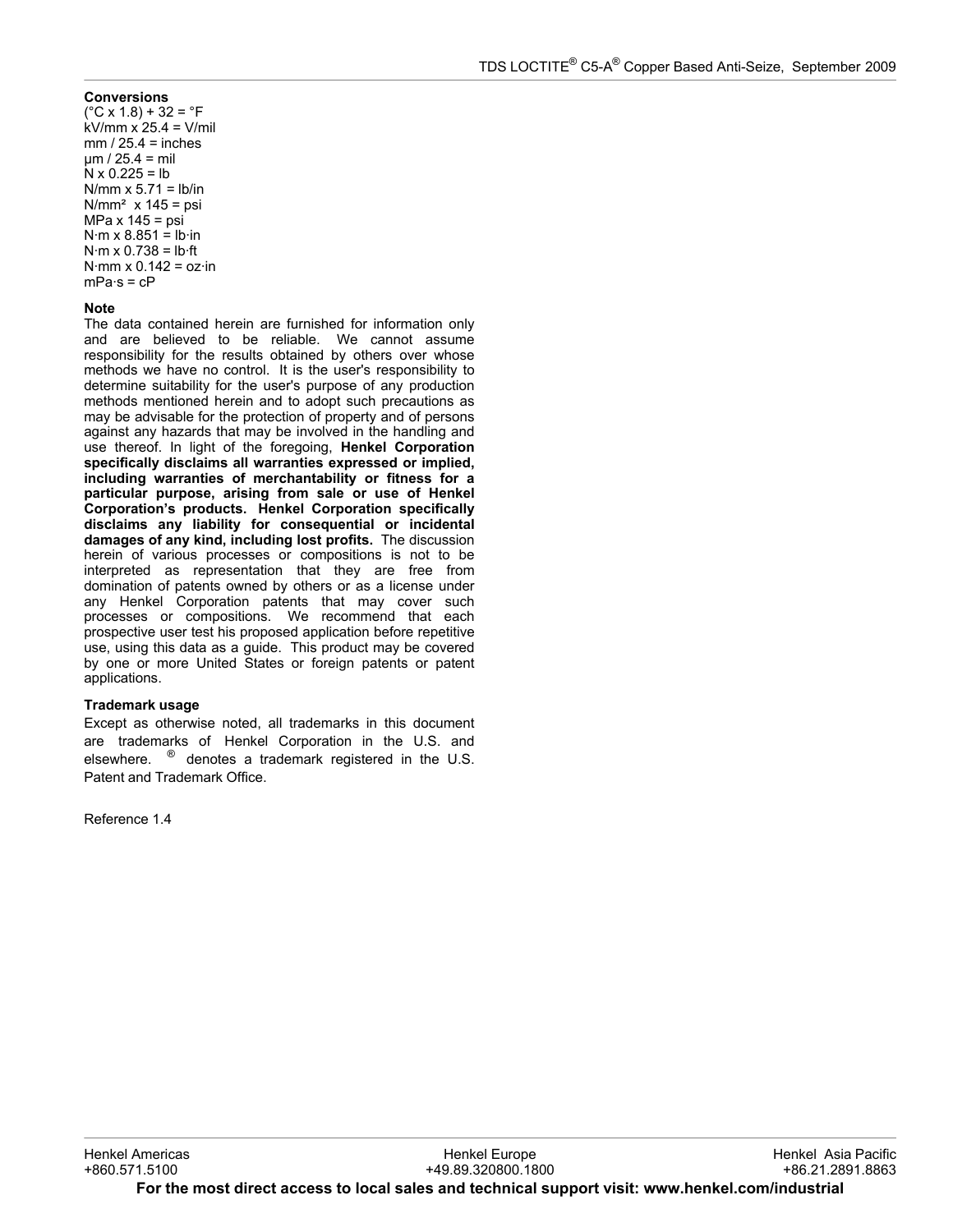### Conversions

(°C x 1.8) + 32 = °F
kV/mm x 25.4 = V/mil
mm / 25.4 = inches
µm / 25.4 = mil
N x 0.225 = lb
N/mm x 5.71 = lb/in
N/mm² x 145 = psi
MPa x 145 = psi
N·m x 8.851 = lb·in
N·m x 0.738 = lb·ft
N·mm x 0.142 = oz·in
mPa·s = cP

### Note

The data contained herein are furnished for information only and are believed to be reliable. We cannot assume responsibility for the results obtained by others over whose methods we have no control. It is the user's responsibility to determine suitability for the user's purpose of any production methods mentioned herein and to adopt such precautions as may be advisable for the protection of property and of persons against any hazards that may be involved in the handling and use thereof. In light of the foregoing, **Henkel Corporation specifically disclaims all warranties expressed or implied, including warranties of merchantability or fitness for a particular purpose, arising from sale or use of Henkel Corporation's products. Henkel Corporation specifically disclaims any liability for consequential or incidental damages of any kind, including lost profits.** The discussion herein of various processes or compositions is not to be interpreted as representation that they are free from domination of patents owned by others or as a license under any Henkel Corporation patents that may cover such processes or compositions. We recommend that each prospective user test his proposed application before repetitive use, using this data as a guide. This product may be covered by one or more United States or foreign patents or patent applications.

### Trademark usage

Except as otherwise noted, all trademarks in this document are trademarks of Henkel Corporation in the U.S. and elsewhere. ® denotes a trademark registered in the U.S. Patent and Trademark Office.

Reference 1.4

Henkel Americas
+860.571.5100

Henkel Europe
+49.89.320800.1800

Henkel Asia Pacific
+86.21.2891.8863

**For the most direct access to local sales and technical support visit: www.henkel.com/industrial**